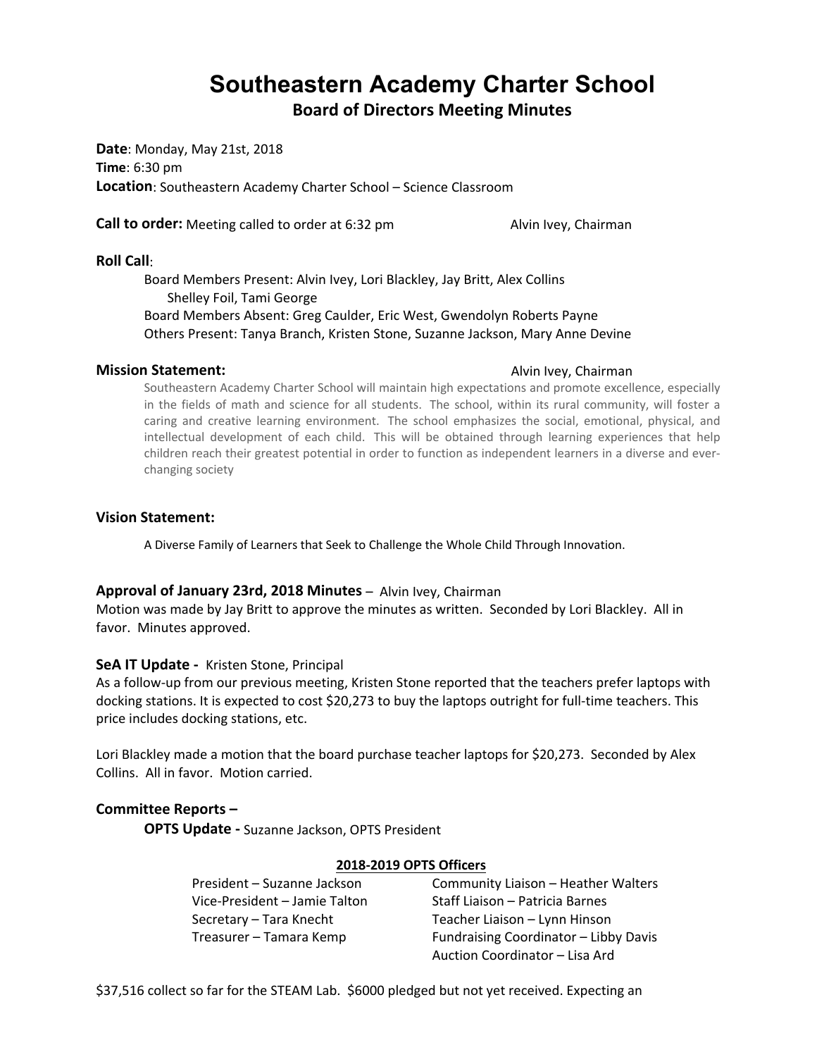# Southeastern Academy Charter School

## Board of Directors Meeting Minutes

**Date**: Monday, May 21st, 2018
**Time**: 6:30 pm
**Location**: Southeastern Academy Charter School – Science Classroom

**Call to order:** Meeting called to order at 6:32 pm — Alvin Ivey, Chairman

**Roll Call**:

Board Members Present: Alvin Ivey, Lori Blackley, Jay Britt, Alex Collins Shelley Foil, Tami George
Board Members Absent: Greg Caulder, Eric West, Gwendolyn Roberts Payne
Others Present: Tanya Branch, Kristen Stone, Suzanne Jackson, Mary Anne Devine

**Mission Statement:** — Alvin Ivey, Chairman

Southeastern Academy Charter School will maintain high expectations and promote excellence, especially in the fields of math and science for all students. The school, within its rural community, will foster a caring and creative learning environment. The school emphasizes the social, emotional, physical, and intellectual development of each child. This will be obtained through learning experiences that help children reach their greatest potential in order to function as independent learners in a diverse and ever-changing society

**Vision Statement:**

A Diverse Family of Learners that Seek to Challenge the Whole Child Through Innovation.

**Approval of January 23rd, 2018 Minutes** – Alvin Ivey, Chairman
Motion was made by Jay Britt to approve the minutes as written. Seconded by Lori Blackley. All in favor. Minutes approved.

**SeA IT Update -** Kristen Stone, Principal
As a follow-up from our previous meeting, Kristen Stone reported that the teachers prefer laptops with docking stations. It is expected to cost $20,273 to buy the laptops outright for full-time teachers. This price includes docking stations, etc.

Lori Blackley made a motion that the board purchase teacher laptops for $20,273. Seconded by Alex Collins. All in favor. Motion carried.

**Committee Reports –**

**OPTS Update -** Suzanne Jackson, OPTS President

**2018-2019 OPTS Officers**

| | |
|---|---|
| President – Suzanne Jackson | Community Liaison – Heather Walters |
| Vice-President – Jamie Talton | Staff Liaison – Patricia Barnes |
| Secretary – Tara Knecht | Teacher Liaison – Lynn Hinson |
| Treasurer – Tamara Kemp | Fundraising Coordinator – Libby Davis |
| | Auction Coordinator – Lisa Ard |

$37,516 collect so far for the STEAM Lab. $6000 pledged but not yet received. Expecting an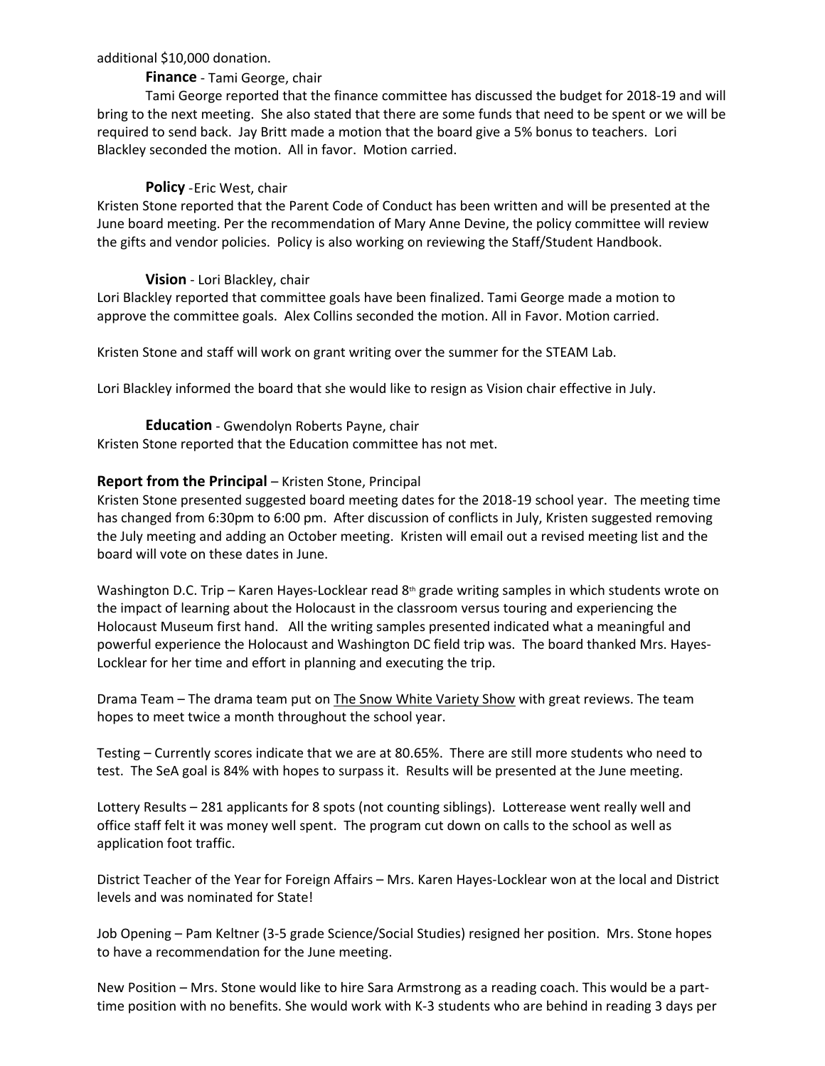additional $10,000 donation.

**Finance** - Tami George, chair

Tami George reported that the finance committee has discussed the budget for 2018-19 and will bring to the next meeting. She also stated that there are some funds that need to be spent or we will be required to send back. Jay Britt made a motion that the board give a 5% bonus to teachers. Lori Blackley seconded the motion. All in favor. Motion carried.

**Policy** -Eric West, chair

Kristen Stone reported that the Parent Code of Conduct has been written and will be presented at the June board meeting. Per the recommendation of Mary Anne Devine, the policy committee will review the gifts and vendor policies. Policy is also working on reviewing the Staff/Student Handbook.

**Vision** - Lori Blackley, chair

Lori Blackley reported that committee goals have been finalized. Tami George made a motion to approve the committee goals. Alex Collins seconded the motion. All in Favor. Motion carried.

Kristen Stone and staff will work on grant writing over the summer for the STEAM Lab.

Lori Blackley informed the board that she would like to resign as Vision chair effective in July.

**Education** - Gwendolyn Roberts Payne, chair

Kristen Stone reported that the Education committee has not met.

**Report from the Principal** – Kristen Stone, Principal

Kristen Stone presented suggested board meeting dates for the 2018-19 school year. The meeting time has changed from 6:30pm to 6:00 pm. After discussion of conflicts in July, Kristen suggested removing the July meeting and adding an October meeting. Kristen will email out a revised meeting list and the board will vote on these dates in June.

Washington D.C. Trip – Karen Hayes-Locklear read 8th grade writing samples in which students wrote on the impact of learning about the Holocaust in the classroom versus touring and experiencing the Holocaust Museum first hand. All the writing samples presented indicated what a meaningful and powerful experience the Holocaust and Washington DC field trip was. The board thanked Mrs. Hayes-Locklear for her time and effort in planning and executing the trip.

Drama Team – The drama team put on The Snow White Variety Show with great reviews. The team hopes to meet twice a month throughout the school year.

Testing – Currently scores indicate that we are at 80.65%. There are still more students who need to test. The SeA goal is 84% with hopes to surpass it. Results will be presented at the June meeting.

Lottery Results – 281 applicants for 8 spots (not counting siblings). Lotterease went really well and office staff felt it was money well spent. The program cut down on calls to the school as well as application foot traffic.

District Teacher of the Year for Foreign Affairs – Mrs. Karen Hayes-Locklear won at the local and District levels and was nominated for State!

Job Opening – Pam Keltner (3-5 grade Science/Social Studies) resigned her position. Mrs. Stone hopes to have a recommendation for the June meeting.

New Position – Mrs. Stone would like to hire Sara Armstrong as a reading coach. This would be a part-time position with no benefits. She would work with K-3 students who are behind in reading 3 days per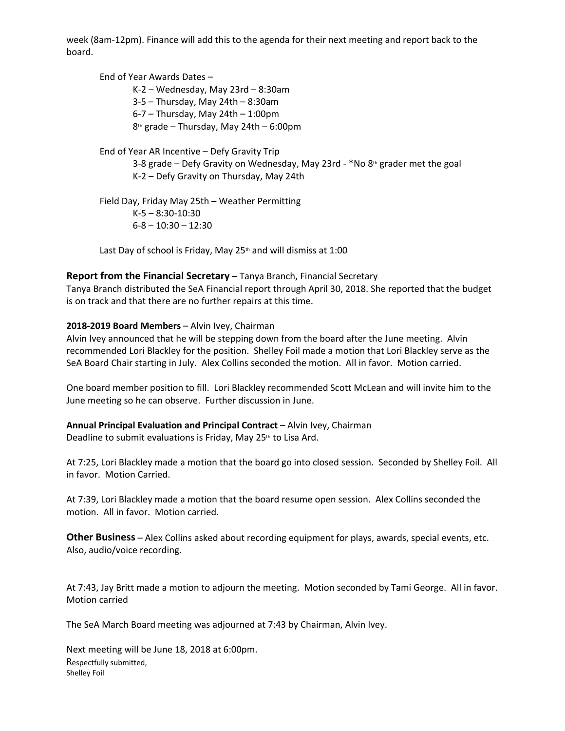week (8am-12pm). Finance will add this to the agenda for their next meeting and report back to the board.

End of Year Awards Dates –
- K-2 – Wednesday, May 23rd – 8:30am
- 3-5 – Thursday, May 24th – 8:30am
- 6-7 – Thursday, May 24th – 1:00pm
- 8th grade – Thursday, May 24th – 6:00pm

End of Year AR Incentive – Defy Gravity Trip
- 3-8 grade – Defy Gravity on Wednesday, May 23rd - *No 8th grader met the goal
- K-2 – Defy Gravity on Thursday, May 24th

Field Day, Friday May 25th – Weather Permitting
- K-5 – 8:30-10:30
- 6-8 – 10:30 – 12:30

Last Day of school is Friday, May 25th and will dismiss at 1:00

**Report from the Financial Secretary** – Tanya Branch, Financial Secretary
Tanya Branch distributed the SeA Financial report through April 30, 2018. She reported that the budget is on track and that there are no further repairs at this time.

**2018-2019 Board Members** – Alvin Ivey, Chairman
Alvin Ivey announced that he will be stepping down from the board after the June meeting. Alvin recommended Lori Blackley for the position. Shelley Foil made a motion that Lori Blackley serve as the SeA Board Chair starting in July. Alex Collins seconded the motion. All in favor. Motion carried.

One board member position to fill. Lori Blackley recommended Scott McLean and will invite him to the June meeting so he can observe. Further discussion in June.

**Annual Principal Evaluation and Principal Contract** – Alvin Ivey, Chairman
Deadline to submit evaluations is Friday, May 25th to Lisa Ard.

At 7:25, Lori Blackley made a motion that the board go into closed session. Seconded by Shelley Foil. All in favor. Motion Carried.

At 7:39, Lori Blackley made a motion that the board resume open session. Alex Collins seconded the motion. All in favor. Motion carried.

**Other Business** – Alex Collins asked about recording equipment for plays, awards, special events, etc. Also, audio/voice recording.

At 7:43, Jay Britt made a motion to adjourn the meeting. Motion seconded by Tami George. All in favor. Motion carried

The SeA March Board meeting was adjourned at 7:43 by Chairman, Alvin Ivey.

Next meeting will be June 18, 2018 at 6:00pm.
Respectfully submitted,
Shelley Foil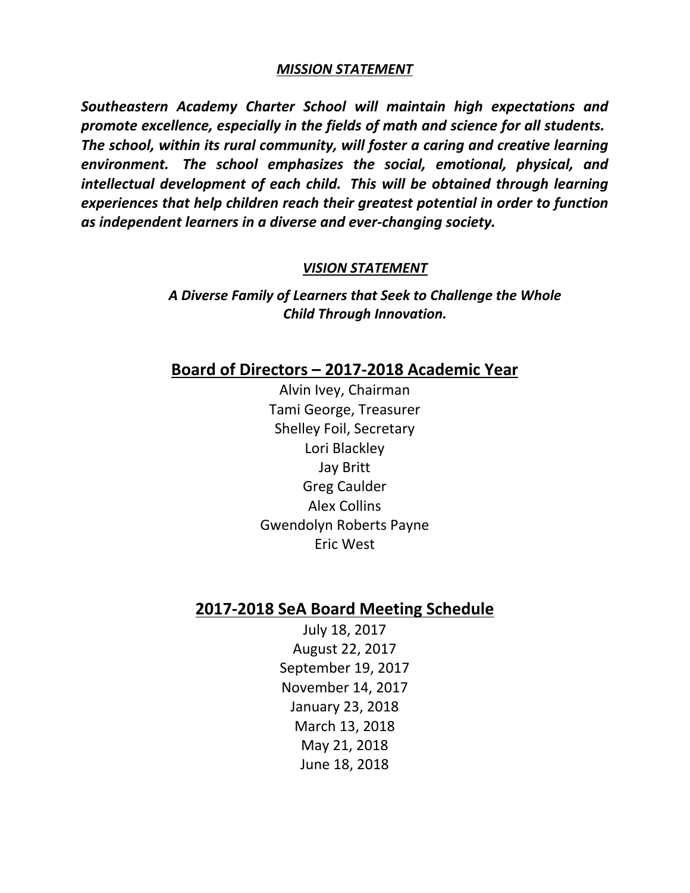## *MISSION STATEMENT*

***Southeastern Academy Charter School will maintain high expectations and promote excellence, especially in the fields of math and science for all students. The school, within its rural community, will foster a caring and creative learning environment. The school emphasizes the social, emotional, physical, and intellectual development of each child. This will be obtained through learning experiences that help children reach their greatest potential in order to function as independent learners in a diverse and ever-changing society.***

## *VISION STATEMENT*

***A Diverse Family of Learners that Seek to Challenge the Whole Child Through Innovation.***

## Board of Directors – 2017-2018 Academic Year

Alvin Ivey, Chairman
Tami George, Treasurer
Shelley Foil, Secretary
Lori Blackley
Jay Britt
Greg Caulder
Alex Collins
Gwendolyn Roberts Payne
Eric West

## 2017-2018 SeA Board Meeting Schedule

July 18, 2017
August 22, 2017
September 19, 2017
November 14, 2017
January 23, 2018
March 13, 2018
May 21, 2018
June 18, 2018